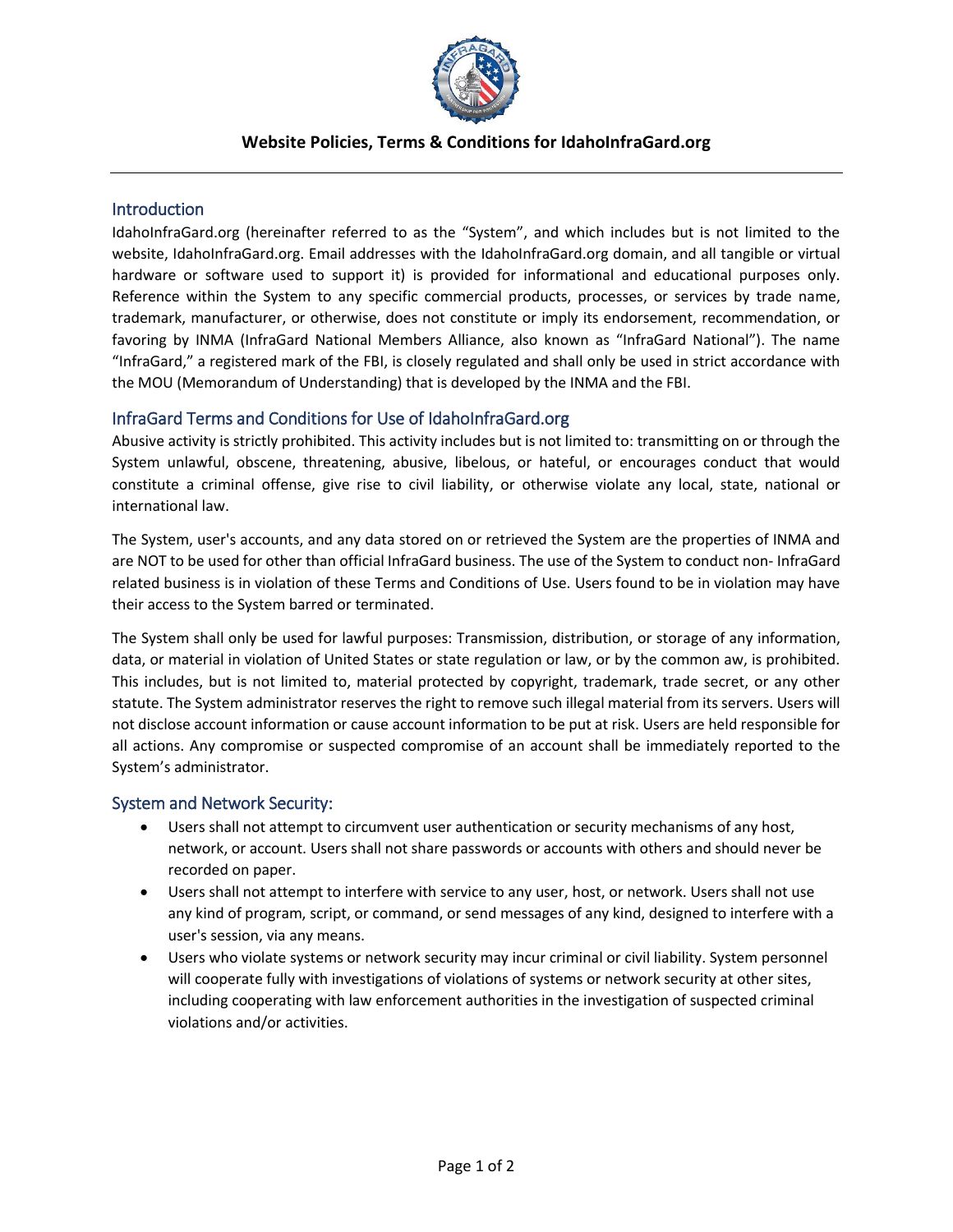# Website Policies, Terms & Conditions for IdahoInfraGard.org

## Introduction

IdahoInfraGard.org (hereinafter referred to as the "System", and which includes but is not limited to the website, IdahoInfraGard.org. Email addresses with the IdahoInfraGard.org domain, and all tangible or virtual hardware or software used to support it) is provided for informational and educational purposes only. Reference within the System to any specific commercial products, processes, or services by trade name, trademark, manufacturer, or otherwise, does not constitute or imply its endorsement, recommendation, or favoring by INMA (InfraGard National Members Alliance, also known as "InfraGard National"). The name "InfraGard," a registered mark of the FBI, is closely regulated and shall only be used in strict accordance with the MOU (Memorandum of Understanding) that is developed by the INMA and the FBI.

## InfraGard Terms and Conditions for Use of IdahoInfraGard.org

Abusive activity is strictly prohibited. This activity includes but is not limited to: transmitting on or through the System unlawful, obscene, threatening, abusive, libelous, or hateful, or encourages conduct that would constitute a criminal offense, give rise to civil liability, or otherwise violate any local, state, national or international law.

The System, user's accounts, and any data stored on or retrieved the System are the properties of INMA and are NOT to be used for other than official InfraGard business. The use of the System to conduct non- InfraGard related business is in violation of these Terms and Conditions of Use. Users found to be in violation may have their access to the System barred or terminated.

The System shall only be used for lawful purposes: Transmission, distribution, or storage of any information, data, or material in violation of United States or state regulation or law, or by the common aw, is prohibited. This includes, but is not limited to, material protected by copyright, trademark, trade secret, or any other statute. The System administrator reserves the right to remove such illegal material from its servers. Users will not disclose account information or cause account information to be put at risk. Users are held responsible for all actions. Any compromise or suspected compromise of an account shall be immediately reported to the System's administrator.

## System and Network Security:

- Users shall not attempt to circumvent user authentication or security mechanisms of any host, network, or account. Users shall not share passwords or accounts with others and should never be recorded on paper.
- Users shall not attempt to interfere with service to any user, host, or network. Users shall not use any kind of program, script, or command, or send messages of any kind, designed to interfere with a user's session, via any means.
- Users who violate systems or network security may incur criminal or civil liability. System personnel will cooperate fully with investigations of violations of systems or network security at other sites, including cooperating with law enforcement authorities in the investigation of suspected criminal violations and/or activities.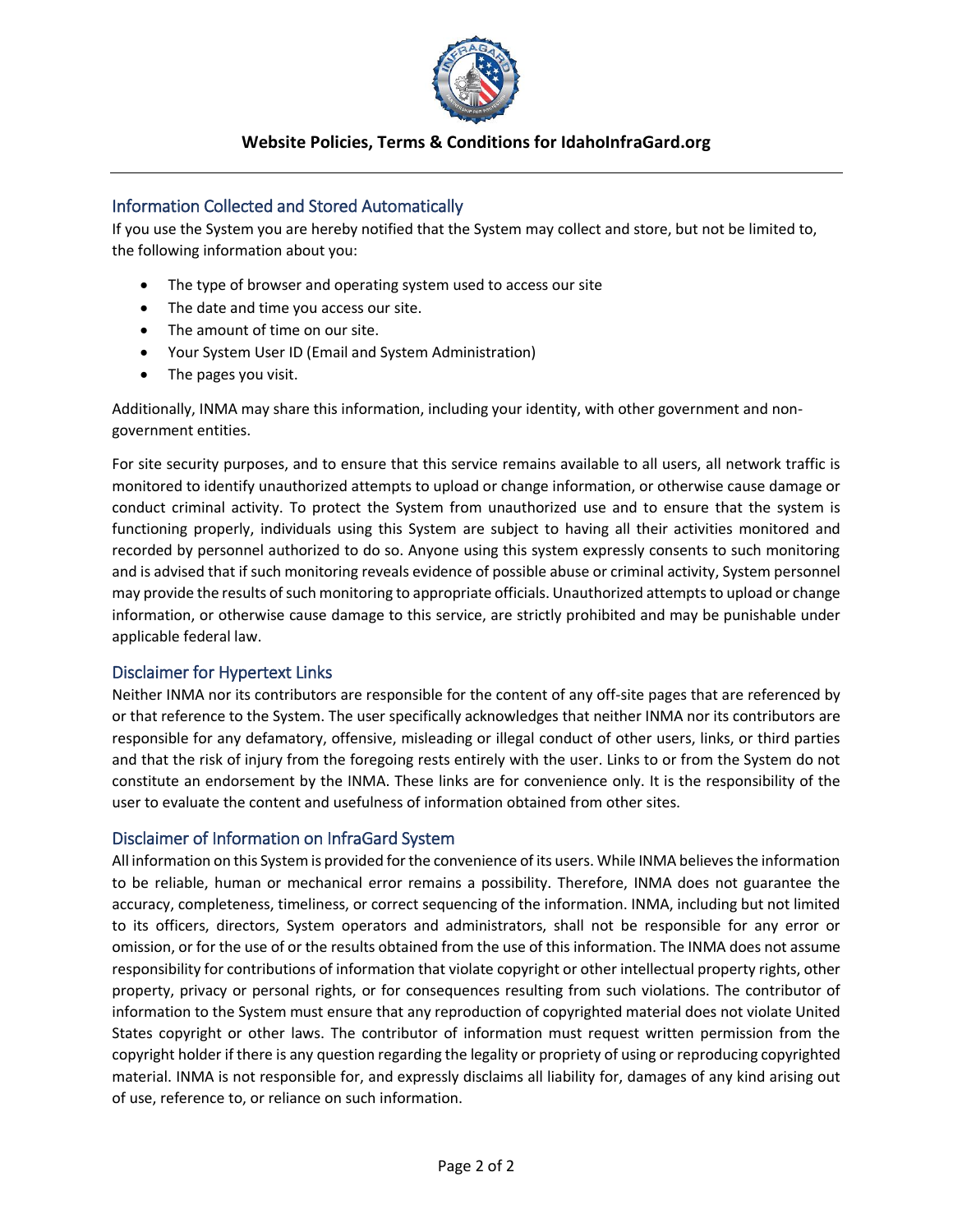# Website Policies, Terms & Conditions for IdahoInfraGard.org

## Information Collected and Stored Automatically

If you use the System you are hereby notified that the System may collect and store, but not be limited to, the following information about you:

- The type of browser and operating system used to access our site
- The date and time you access our site.
- The amount of time on our site.
- Your System User ID (Email and System Administration)
- The pages you visit.

Additionally, INMA may share this information, including your identity, with other government and non-government entities.

For site security purposes, and to ensure that this service remains available to all users, all network traffic is monitored to identify unauthorized attempts to upload or change information, or otherwise cause damage or conduct criminal activity. To protect the System from unauthorized use and to ensure that the system is functioning properly, individuals using this System are subject to having all their activities monitored and recorded by personnel authorized to do so. Anyone using this system expressly consents to such monitoring and is advised that if such monitoring reveals evidence of possible abuse or criminal activity, System personnel may provide the results of such monitoring to appropriate officials. Unauthorized attempts to upload or change information, or otherwise cause damage to this service, are strictly prohibited and may be punishable under applicable federal law.

## Disclaimer for Hypertext Links

Neither INMA nor its contributors are responsible for the content of any off-site pages that are referenced by or that reference to the System. The user specifically acknowledges that neither INMA nor its contributors are responsible for any defamatory, offensive, misleading or illegal conduct of other users, links, or third parties and that the risk of injury from the foregoing rests entirely with the user. Links to or from the System do not constitute an endorsement by the INMA. These links are for convenience only. It is the responsibility of the user to evaluate the content and usefulness of information obtained from other sites.

## Disclaimer of Information on InfraGard System

All information on this System is provided for the convenience of its users. While INMA believes the information to be reliable, human or mechanical error remains a possibility. Therefore, INMA does not guarantee the accuracy, completeness, timeliness, or correct sequencing of the information. INMA, including but not limited to its officers, directors, System operators and administrators, shall not be responsible for any error or omission, or for the use of or the results obtained from the use of this information. The INMA does not assume responsibility for contributions of information that violate copyright or other intellectual property rights, other property, privacy or personal rights, or for consequences resulting from such violations. The contributor of information to the System must ensure that any reproduction of copyrighted material does not violate United States copyright or other laws. The contributor of information must request written permission from the copyright holder if there is any question regarding the legality or propriety of using or reproducing copyrighted material. INMA is not responsible for, and expressly disclaims all liability for, damages of any kind arising out of use, reference to, or reliance on such information.